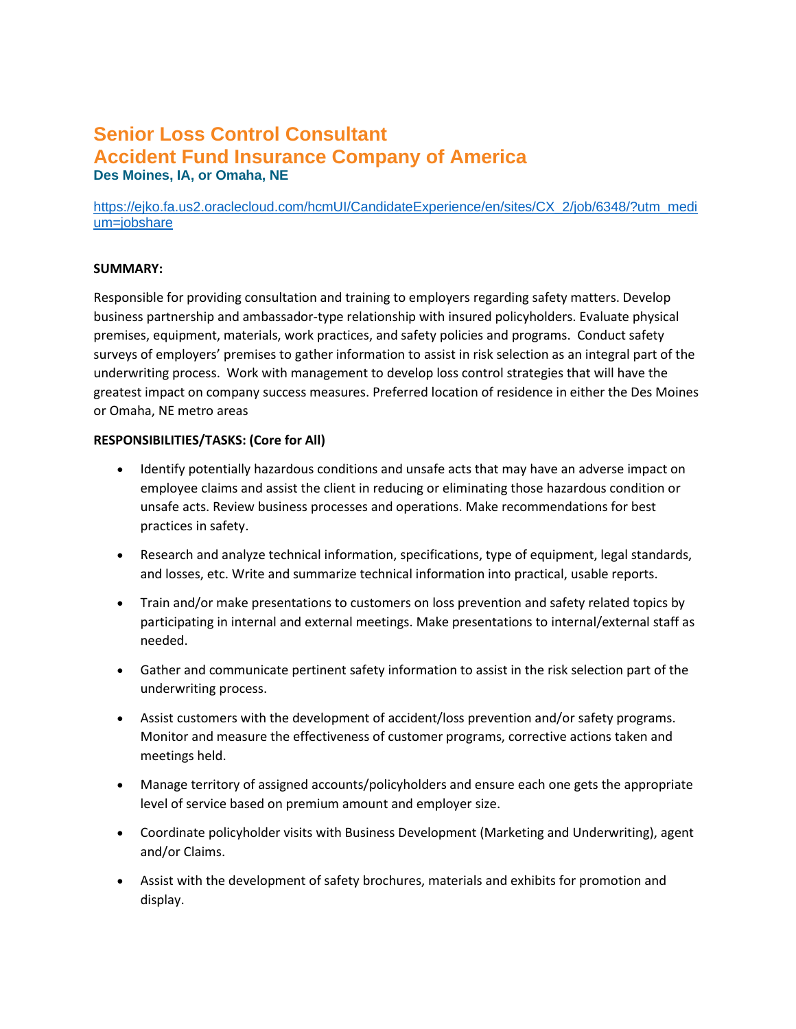# Senior Loss Control Consultant
# Accident Fund Insurance Company of America
### Des Moines, IA, or Omaha, NE

https://ejko.fa.us2.oraclecloud.com/hcmUI/CandidateExperience/en/sites/CX_2/job/6348/?utm_medium=jobshare

**SUMMARY:**

Responsible for providing consultation and training to employers regarding safety matters. Develop business partnership and ambassador-type relationship with insured policyholders. Evaluate physical premises, equipment, materials, work practices, and safety policies and programs. Conduct safety surveys of employers' premises to gather information to assist in risk selection as an integral part of the underwriting process. Work with management to develop loss control strategies that will have the greatest impact on company success measures. Preferred location of residence in either the Des Moines or Omaha, NE metro areas

**RESPONSIBILITIES/TASKS: (Core for All)**

- Identify potentially hazardous conditions and unsafe acts that may have an adverse impact on employee claims and assist the client in reducing or eliminating those hazardous condition or unsafe acts. Review business processes and operations. Make recommendations for best practices in safety.
- Research and analyze technical information, specifications, type of equipment, legal standards, and losses, etc. Write and summarize technical information into practical, usable reports.
- Train and/or make presentations to customers on loss prevention and safety related topics by participating in internal and external meetings. Make presentations to internal/external staff as needed.
- Gather and communicate pertinent safety information to assist in the risk selection part of the underwriting process.
- Assist customers with the development of accident/loss prevention and/or safety programs. Monitor and measure the effectiveness of customer programs, corrective actions taken and meetings held.
- Manage territory of assigned accounts/policyholders and ensure each one gets the appropriate level of service based on premium amount and employer size.
- Coordinate policyholder visits with Business Development (Marketing and Underwriting), agent and/or Claims.
- Assist with the development of safety brochures, materials and exhibits for promotion and display.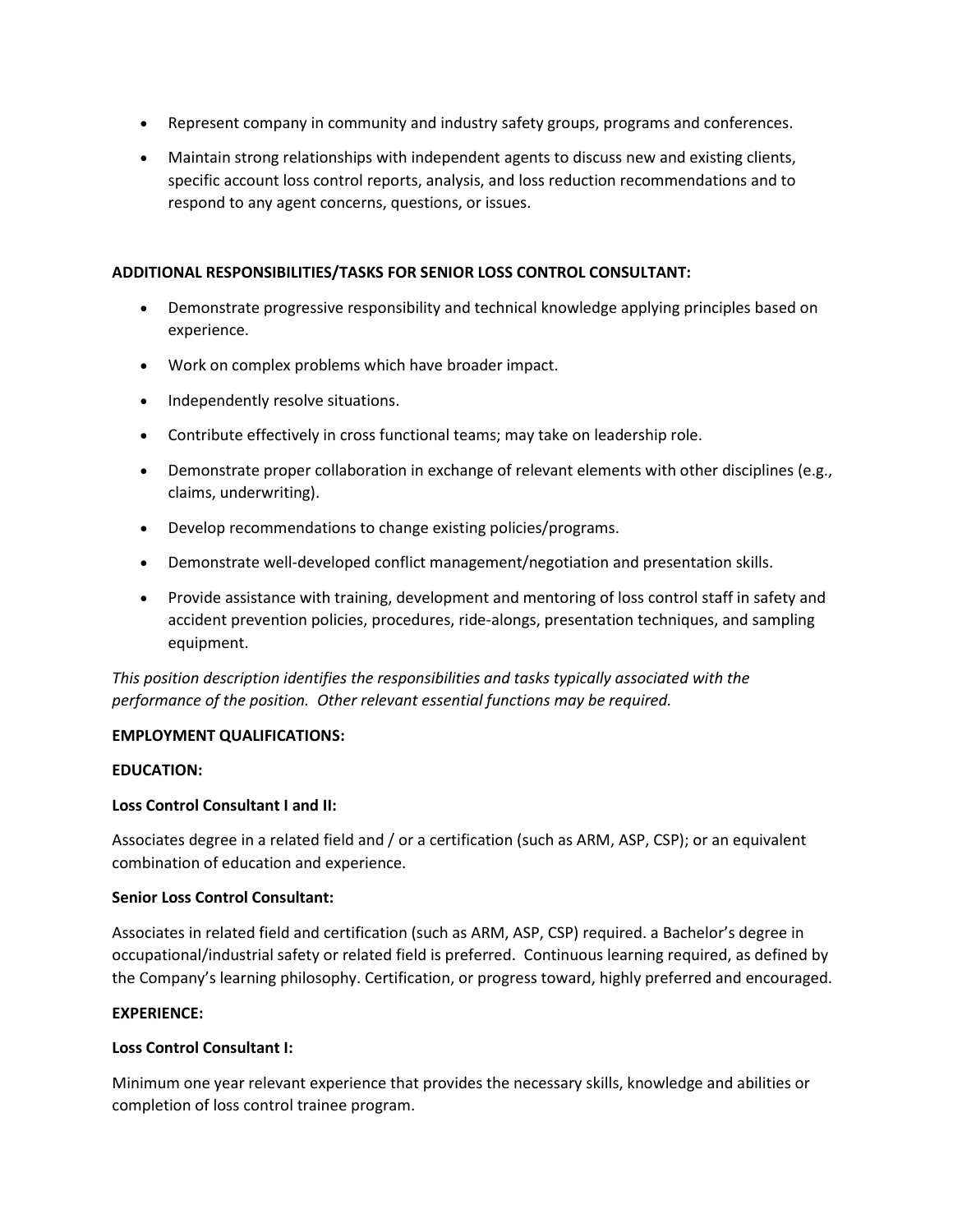- Represent company in community and industry safety groups, programs and conferences.
- Maintain strong relationships with independent agents to discuss new and existing clients, specific account loss control reports, analysis, and loss reduction recommendations and to respond to any agent concerns, questions, or issues.

**ADDITIONAL RESPONSIBILITIES/TASKS FOR SENIOR LOSS CONTROL CONSULTANT:**

- Demonstrate progressive responsibility and technical knowledge applying principles based on experience.
- Work on complex problems which have broader impact.
- Independently resolve situations.
- Contribute effectively in cross functional teams; may take on leadership role.
- Demonstrate proper collaboration in exchange of relevant elements with other disciplines (e.g., claims, underwriting).
- Develop recommendations to change existing policies/programs.
- Demonstrate well-developed conflict management/negotiation and presentation skills.
- Provide assistance with training, development and mentoring of loss control staff in safety and accident prevention policies, procedures, ride-alongs, presentation techniques, and sampling equipment.

*This position description identifies the responsibilities and tasks typically associated with the performance of the position. Other relevant essential functions may be required.*

**EMPLOYMENT QUALIFICATIONS:**

**EDUCATION:**

**Loss Control Consultant I and II:**

Associates degree in a related field and / or a certification (such as ARM, ASP, CSP); or an equivalent combination of education and experience.

**Senior Loss Control Consultant:**

Associates in related field and certification (such as ARM, ASP, CSP) required. a Bachelor's degree in occupational/industrial safety or related field is preferred. Continuous learning required, as defined by the Company's learning philosophy. Certification, or progress toward, highly preferred and encouraged.

**EXPERIENCE:**

**Loss Control Consultant I:**

Minimum one year relevant experience that provides the necessary skills, knowledge and abilities or completion of loss control trainee program.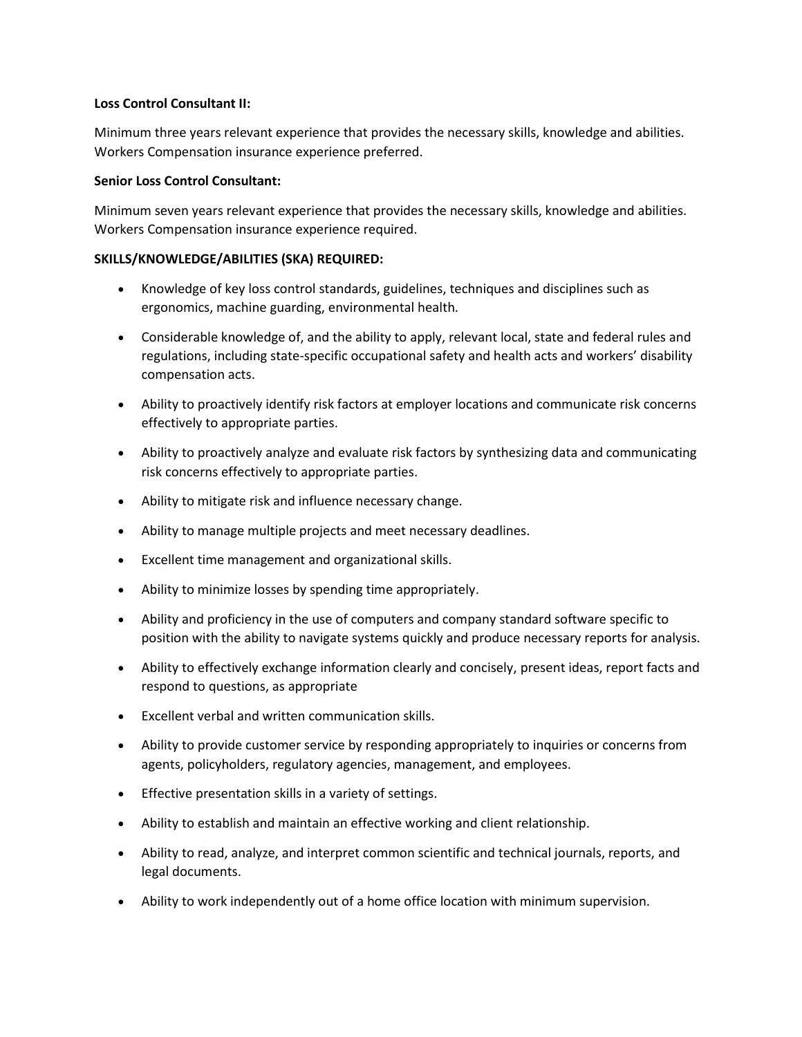**Loss Control Consultant II:**

Minimum three years relevant experience that provides the necessary skills, knowledge and abilities. Workers Compensation insurance experience preferred.

**Senior Loss Control Consultant:**

Minimum seven years relevant experience that provides the necessary skills, knowledge and abilities. Workers Compensation insurance experience required.

**SKILLS/KNOWLEDGE/ABILITIES (SKA) REQUIRED:**

- Knowledge of key loss control standards, guidelines, techniques and disciplines such as ergonomics, machine guarding, environmental health.
- Considerable knowledge of, and the ability to apply, relevant local, state and federal rules and regulations, including state-specific occupational safety and health acts and workers' disability compensation acts.
- Ability to proactively identify risk factors at employer locations and communicate risk concerns effectively to appropriate parties.
- Ability to proactively analyze and evaluate risk factors by synthesizing data and communicating risk concerns effectively to appropriate parties.
- Ability to mitigate risk and influence necessary change.
- Ability to manage multiple projects and meet necessary deadlines.
- Excellent time management and organizational skills.
- Ability to minimize losses by spending time appropriately.
- Ability and proficiency in the use of computers and company standard software specific to position with the ability to navigate systems quickly and produce necessary reports for analysis.
- Ability to effectively exchange information clearly and concisely, present ideas, report facts and respond to questions, as appropriate
- Excellent verbal and written communication skills.
- Ability to provide customer service by responding appropriately to inquiries or concerns from agents, policyholders, regulatory agencies, management, and employees.
- Effective presentation skills in a variety of settings.
- Ability to establish and maintain an effective working and client relationship.
- Ability to read, analyze, and interpret common scientific and technical journals, reports, and legal documents.
- Ability to work independently out of a home office location with minimum supervision.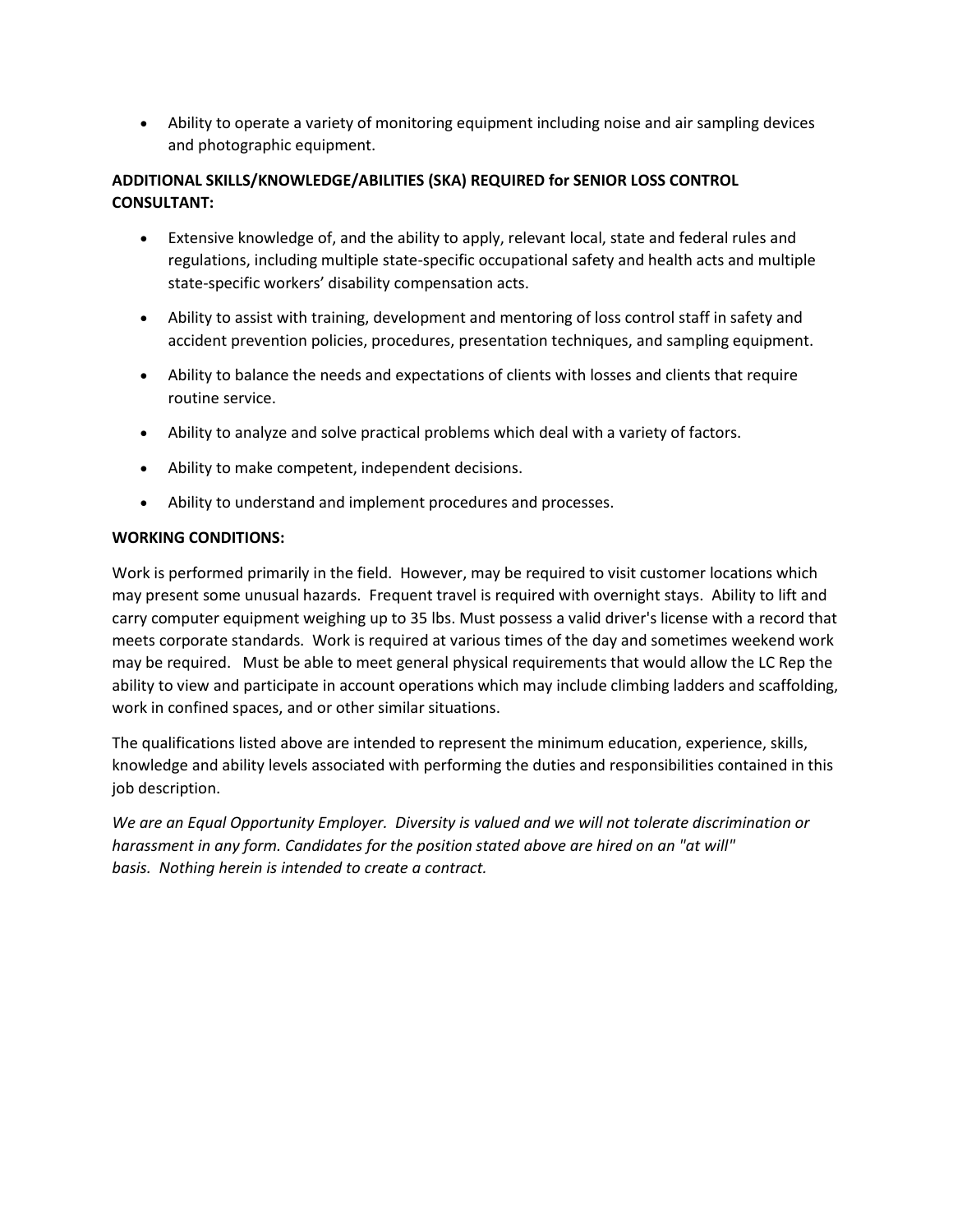- Ability to operate a variety of monitoring equipment including noise and air sampling devices and photographic equipment.

**ADDITIONAL SKILLS/KNOWLEDGE/ABILITIES (SKA) REQUIRED for SENIOR LOSS CONTROL CONSULTANT:**

- Extensive knowledge of, and the ability to apply, relevant local, state and federal rules and regulations, including multiple state-specific occupational safety and health acts and multiple state-specific workers' disability compensation acts.
- Ability to assist with training, development and mentoring of loss control staff in safety and accident prevention policies, procedures, presentation techniques, and sampling equipment.
- Ability to balance the needs and expectations of clients with losses and clients that require routine service.
- Ability to analyze and solve practical problems which deal with a variety of factors.
- Ability to make competent, independent decisions.
- Ability to understand and implement procedures and processes.

**WORKING CONDITIONS:**

Work is performed primarily in the field. However, may be required to visit customer locations which may present some unusual hazards. Frequent travel is required with overnight stays. Ability to lift and carry computer equipment weighing up to 35 lbs. Must possess a valid driver's license with a record that meets corporate standards. Work is required at various times of the day and sometimes weekend work may be required. Must be able to meet general physical requirements that would allow the LC Rep the ability to view and participate in account operations which may include climbing ladders and scaffolding, work in confined spaces, and or other similar situations.

The qualifications listed above are intended to represent the minimum education, experience, skills, knowledge and ability levels associated with performing the duties and responsibilities contained in this job description.

*We are an Equal Opportunity Employer. Diversity is valued and we will not tolerate discrimination or harassment in any form. Candidates for the position stated above are hired on an "at will" basis. Nothing herein is intended to create a contract.*